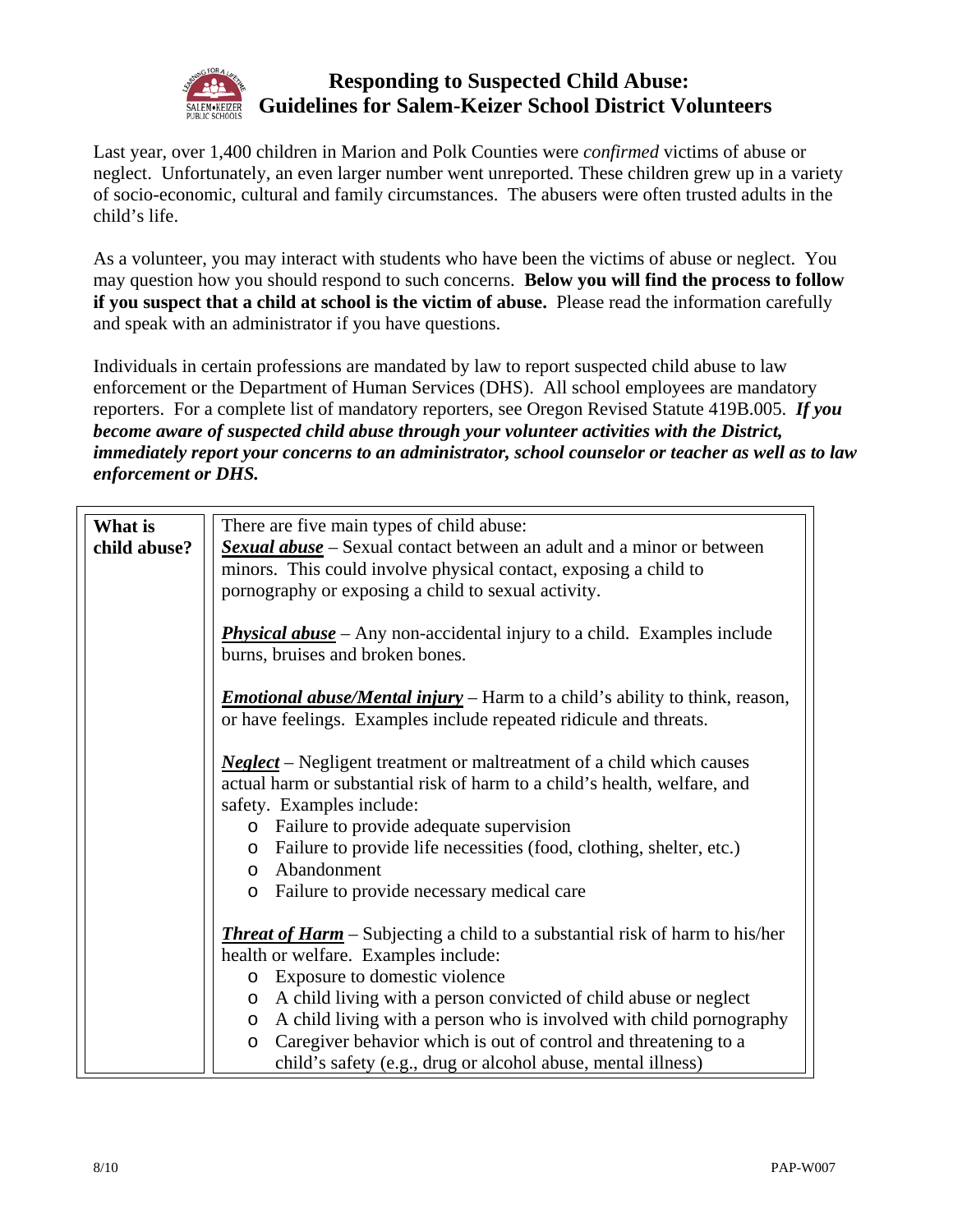# Responding to Suspected Child Abuse: Guidelines for Salem-Keizer School District Volunteers

Last year, over 1,400 children in Marion and Polk Counties were *confirmed* victims of abuse or neglect. Unfortunately, an even larger number went unreported. These children grew up in a variety of socio-economic, cultural and family circumstances. The abusers were often trusted adults in the child's life.

As a volunteer, you may interact with students who have been the victims of abuse or neglect. You may question how you should respond to such concerns. **Below you will find the process to follow if you suspect that a child at school is the victim of abuse.** Please read the information carefully and speak with an administrator if you have questions.

Individuals in certain professions are mandated by law to report suspected child abuse to law enforcement or the Department of Human Services (DHS). All school employees are mandatory reporters. For a complete list of mandatory reporters, see Oregon Revised Statute 419B.005. ***If you become aware of suspected child abuse through your volunteer activities with the District, immediately report your concerns to an administrator, school counselor or teacher as well as to law enforcement or DHS.***

| **What is child abuse?** | There are five main types of child abuse:<br>***Sexual abuse*** – Sexual contact between an adult and a minor or between minors. This could involve physical contact, exposing a child to pornography or exposing a child to sexual activity.<br><br>***Physical abuse*** – Any non-accidental injury to a child. Examples include burns, bruises and broken bones.<br><br>***Emotional abuse/Mental injury*** – Harm to a child's ability to think, reason, or have feelings. Examples include repeated ridicule and threats.<br><br>***Neglect*** – Negligent treatment or maltreatment of a child which causes actual harm or substantial risk of harm to a child's health, welfare, and safety. Examples include:<br>○ Failure to provide adequate supervision<br>○ Failure to provide life necessities (food, clothing, shelter, etc.)<br>○ Abandonment<br>○ Failure to provide necessary medical care<br><br>***Threat of Harm*** – Subjecting a child to a substantial risk of harm to his/her health or welfare. Examples include:<br>○ Exposure to domestic violence<br>○ A child living with a person convicted of child abuse or neglect<br>○ A child living with a person who is involved with child pornography<br>○ Caregiver behavior which is out of control and threatening to a child's safety (e.g., drug or alcohol abuse, mental illness) |
|---|---|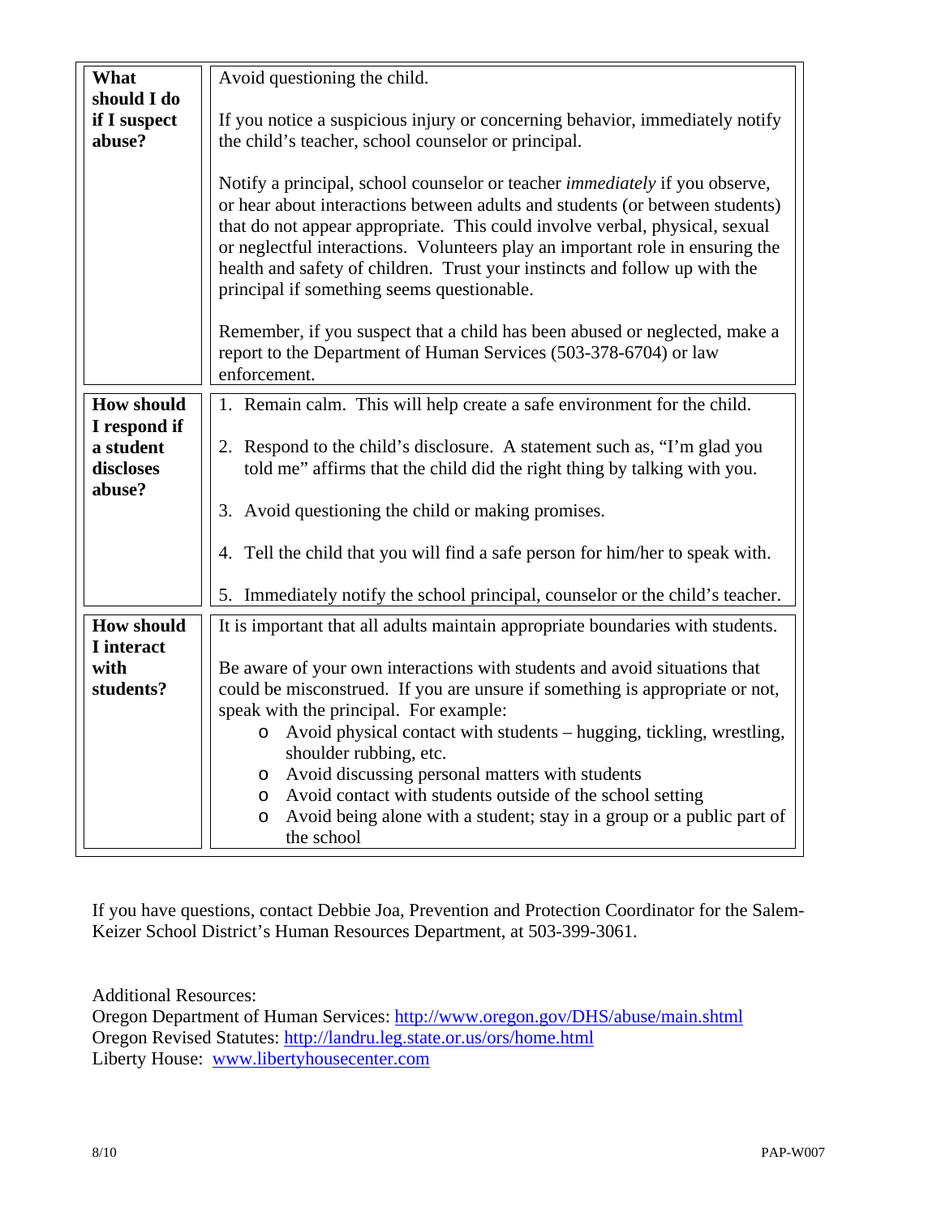| | |
|---|---|
| **What should I do if I suspect abuse?** | Avoid questioning the child.<br><br>If you notice a suspicious injury or concerning behavior, immediately notify the child's teacher, school counselor or principal.<br><br>Notify a principal, school counselor or teacher *immediately* if you observe, or hear about interactions between adults and students (or between students) that do not appear appropriate. This could involve verbal, physical, sexual or neglectful interactions. Volunteers play an important role in ensuring the health and safety of children. Trust your instincts and follow up with the principal if something seems questionable.<br><br>Remember, if you suspect that a child has been abused or neglected, make a report to the Department of Human Services (503-378-6704) or law enforcement. |
| **How should I respond if a student discloses abuse?** | 1. Remain calm. This will help create a safe environment for the child.<br><br>2. Respond to the child's disclosure. A statement such as, "I'm glad you told me" affirms that the child did the right thing by talking with you.<br><br>3. Avoid questioning the child or making promises.<br><br>4. Tell the child that you will find a safe person for him/her to speak with.<br><br>5. Immediately notify the school principal, counselor or the child's teacher. |
| **How should I interact with students?** | It is important that all adults maintain appropriate boundaries with students.<br><br>Be aware of your own interactions with students and avoid situations that could be misconstrued. If you are unsure if something is appropriate or not, speak with the principal. For example:<br>o Avoid physical contact with students – hugging, tickling, wrestling, shoulder rubbing, etc.<br>o Avoid discussing personal matters with students<br>o Avoid contact with students outside of the school setting<br>o Avoid being alone with a student; stay in a group or a public part of the school |

If you have questions, contact Debbie Joa, Prevention and Protection Coordinator for the Salem-Keizer School District's Human Resources Department, at 503-399-3061.

Additional Resources:
Oregon Department of Human Services: http://www.oregon.gov/DHS/abuse/main.shtml
Oregon Revised Statutes: http://landru.leg.state.or.us/ors/home.html
Liberty House: www.libertyhousecenter.com

8/10 PAP-W007